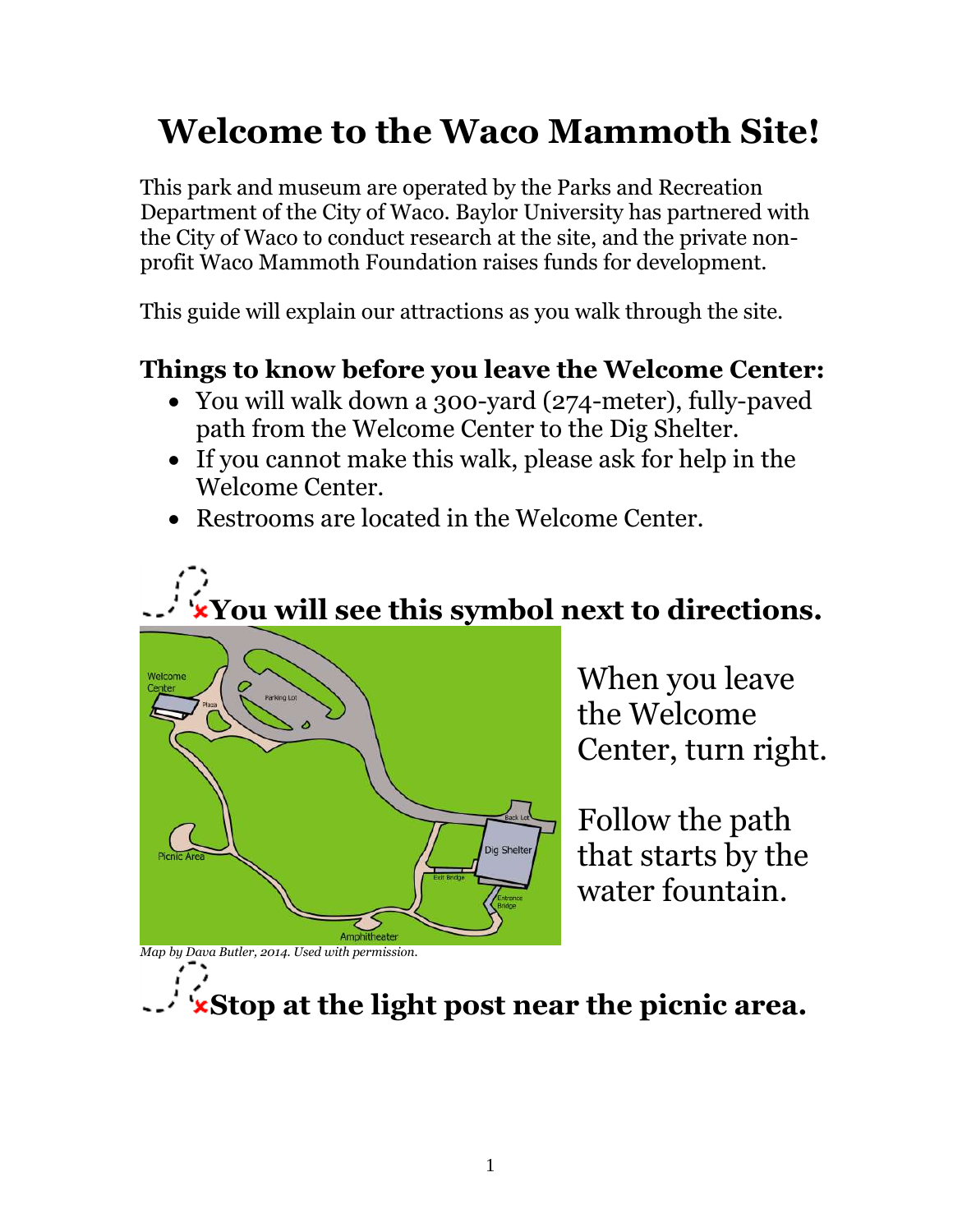# Welcome to the Waco Mammoth Site!

This park and museum are operated by the Parks and Recreation Department of the City of Waco. Baylor University has partnered with the City of Waco to conduct research at the site, and the private non-profit Waco Mammoth Foundation raises funds for development.

This guide will explain our attractions as you walk through the site.

### Things to know before you leave the Welcome Center:

- You will walk down a 300-yard (274-meter), fully-paved path from the Welcome Center to the Dig Shelter.
- If you cannot make this walk, please ask for help in the Welcome Center.
- Restrooms are located in the Welcome Center.

## You will see this symbol next to directions.

When you leave the Welcome Center, turn right.

Follow the path that starts by the water fountain.

*Map by Dava Butler, 2014. Used with permission.*

## Stop at the light post near the picnic area.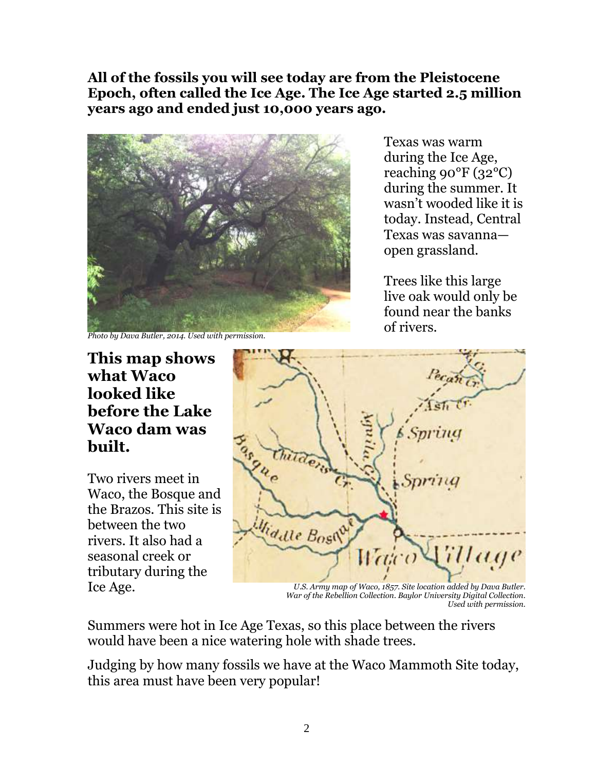**All of the fossils you will see today are from the Pleistocene Epoch, often called the Ice Age. The Ice Age started 2.5 million years ago and ended just 10,000 years ago.**

*Photo by Dava Butler, 2014. Used with permission.*

Texas was warm during the Ice Age, reaching 90°F (32°C) during the summer. It wasn't wooded like it is today. Instead, Central Texas was savanna—open grassland.

Trees like this large live oak would only be found near the banks of rivers.

**This map shows what Waco looked like before the Lake Waco dam was built.**

Two rivers meet in Waco, the Bosque and the Brazos. This site is between the two rivers. It also had a seasonal creek or tributary during the Ice Age.

*U.S. Army map of Waco, 1857. Site location added by Dava Butler. War of the Rebellion Collection. Baylor University Digital Collection. Used with permission.*

Summers were hot in Ice Age Texas, so this place between the rivers would have been a nice watering hole with shade trees.

Judging by how many fossils we have at the Waco Mammoth Site today, this area must have been very popular!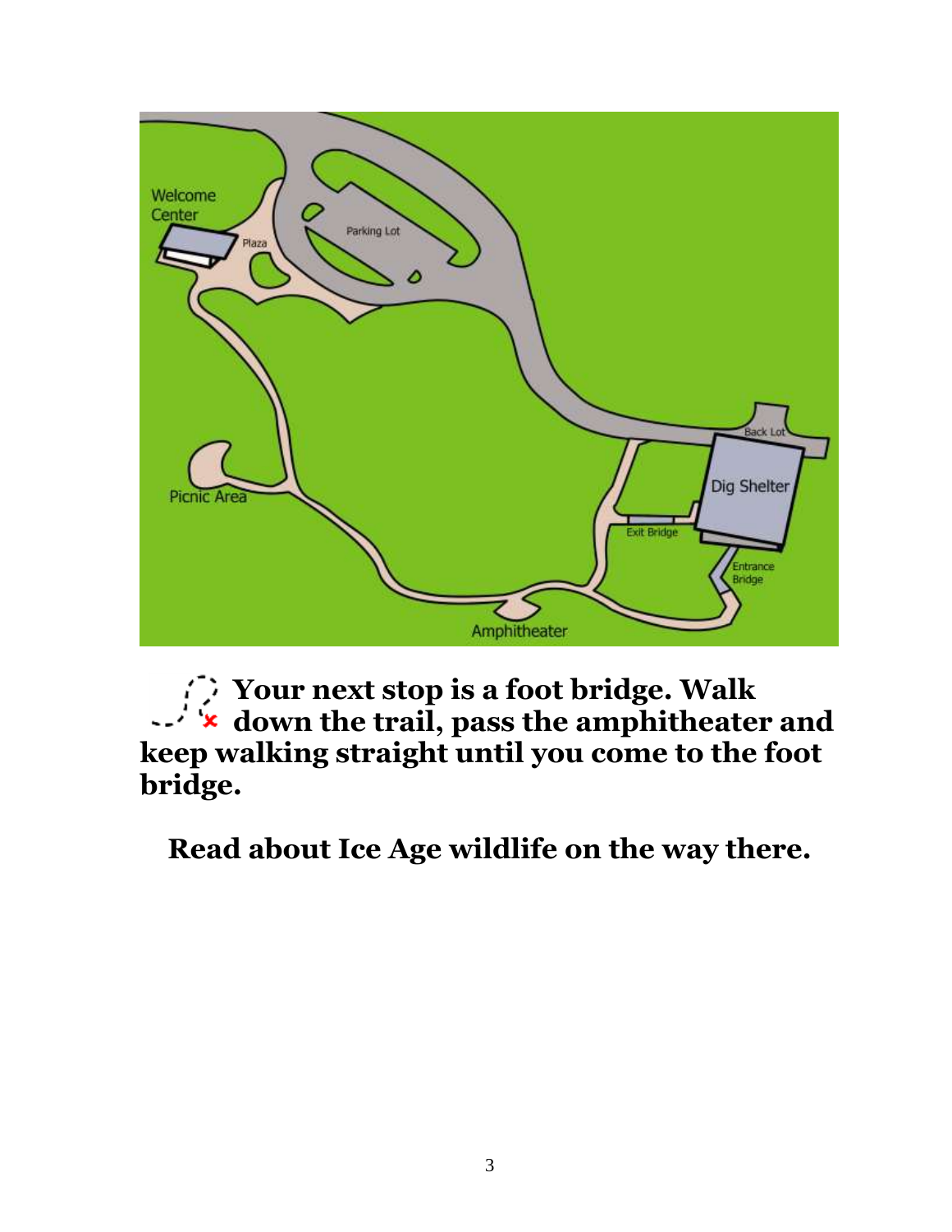**Your next stop is a foot bridge. Walk down the trail, pass the amphitheater and keep walking straight until you come to the foot bridge.**

**Read about Ice Age wildlife on the way there.**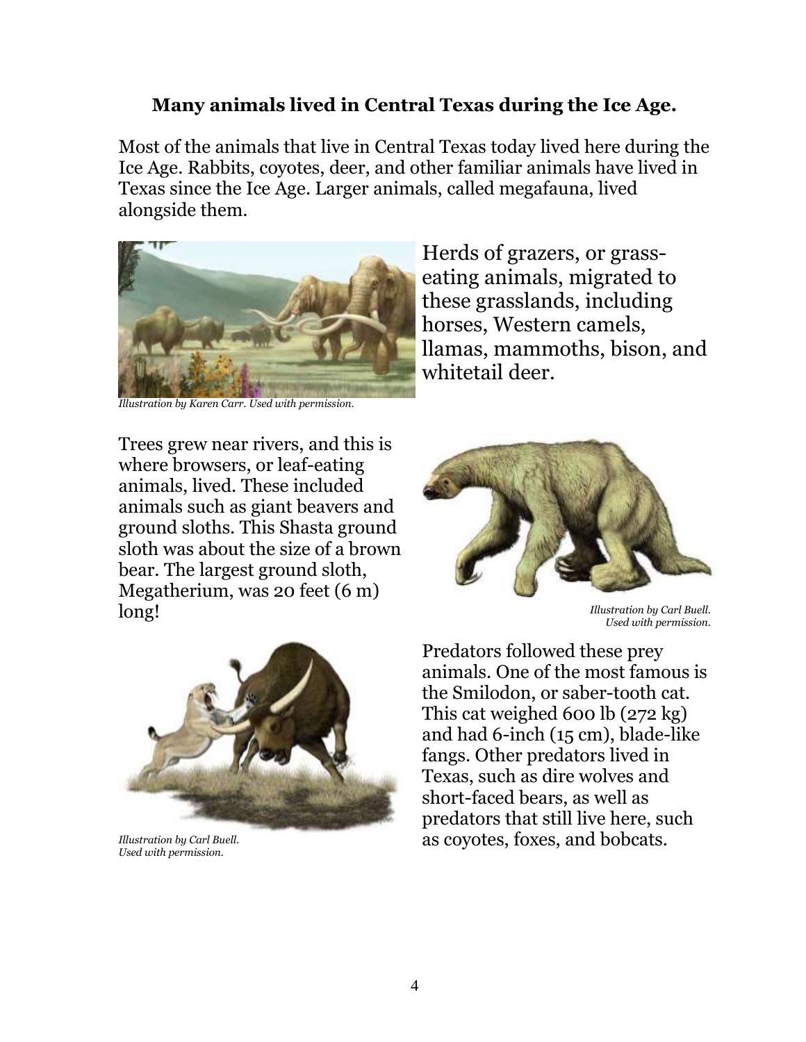**Many animals lived in Central Texas during the Ice Age.**

Most of the animals that live in Central Texas today lived here during the Ice Age. Rabbits, coyotes, deer, and other familiar animals have lived in Texas since the Ice Age. Larger animals, called megafauna, lived alongside them.

*Illustration by Karen Carr. Used with permission.*

Herds of grazers, or grass-eating animals, migrated to these grasslands, including horses, Western camels, llamas, mammoths, bison, and whitetail deer.

Trees grew near rivers, and this is where browsers, or leaf-eating animals, lived. These included animals such as giant beavers and ground sloths. This Shasta ground sloth was about the size of a brown bear. The largest ground sloth, Megatherium, was 20 feet (6 m) long!

*Illustration by Carl Buell. Used with permission.*

*Illustration by Carl Buell. Used with permission.*

Predators followed these prey animals. One of the most famous is the Smilodon, or saber-tooth cat. This cat weighed 600 lb (272 kg) and had 6-inch (15 cm), blade-like fangs. Other predators lived in Texas, such as dire wolves and short-faced bears, as well as predators that still live here, such as coyotes, foxes, and bobcats.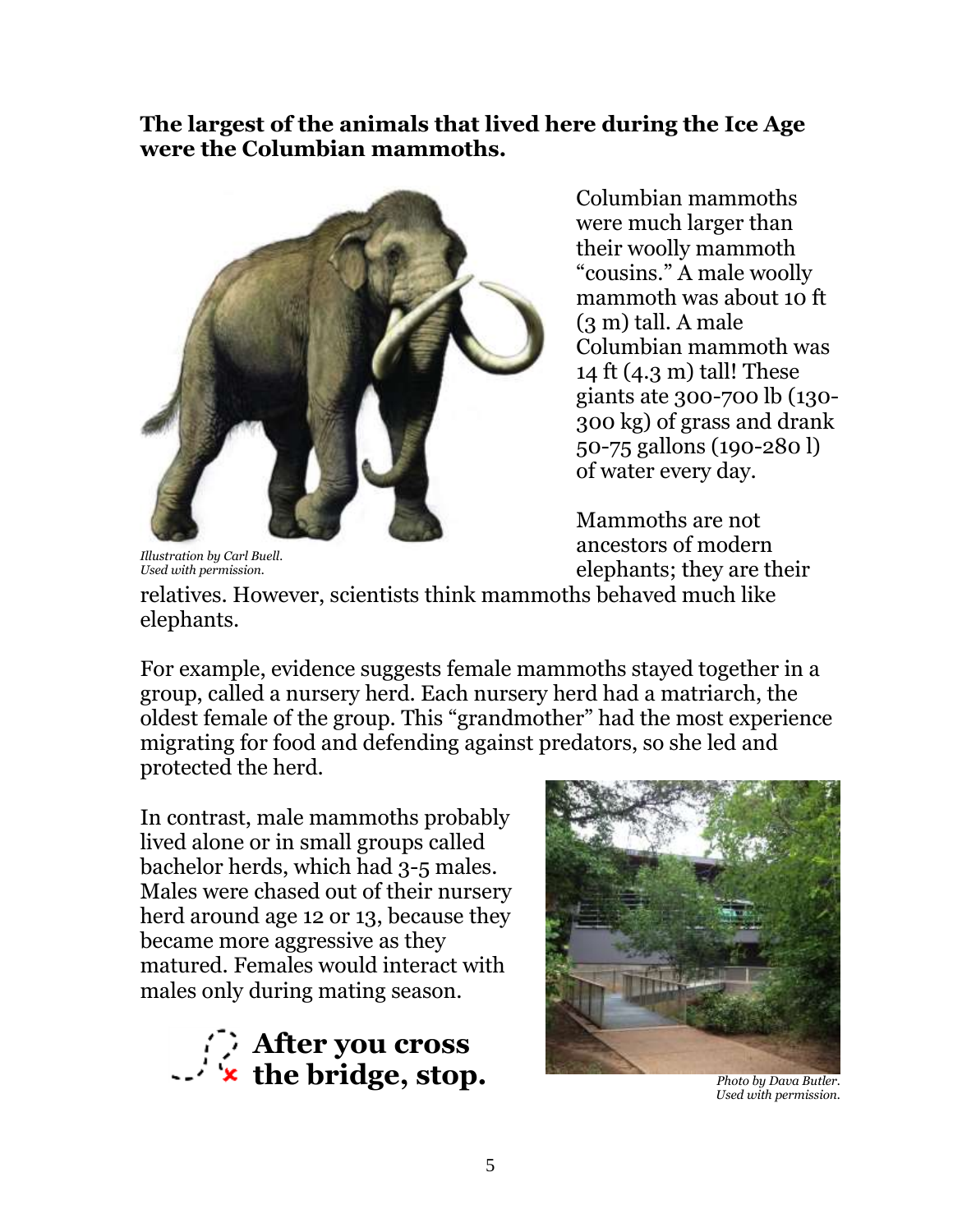**The largest of the animals that lived here during the Ice Age were the Columbian mammoths.**

*Illustration by Carl Buell. Used with permission.*

Columbian mammoths were much larger than their woolly mammoth "cousins." A male woolly mammoth was about 10 ft (3 m) tall. A male Columbian mammoth was 14 ft (4.3 m) tall! These giants ate 300-700 lb (130-300 kg) of grass and drank 50-75 gallons (190-280 l) of water every day.

Mammoths are not ancestors of modern elephants; they are their relatives. However, scientists think mammoths behaved much like elephants.

For example, evidence suggests female mammoths stayed together in a group, called a nursery herd. Each nursery herd had a matriarch, the oldest female of the group. This "grandmother" had the most experience migrating for food and defending against predators, so she led and protected the herd.

In contrast, male mammoths probably lived alone or in small groups called bachelor herds, which had 3-5 males. Males were chased out of their nursery herd around age 12 or 13, because they became more aggressive as they matured. Females would interact with males only during mating season.

**After you cross the bridge, stop.**

*Photo by Dava Butler. Used with permission.*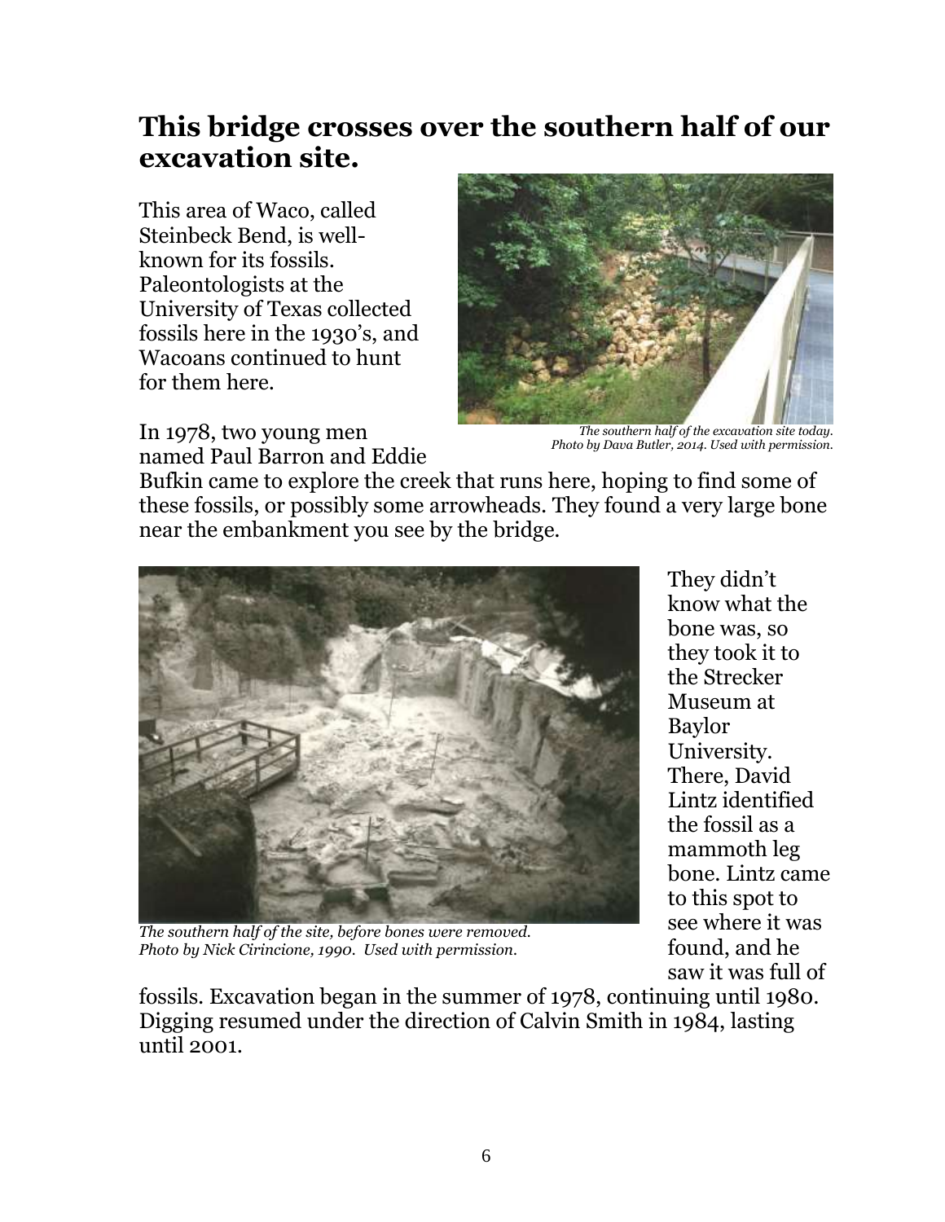## This bridge crosses over the southern half of our excavation site.

This area of Waco, called Steinbeck Bend, is well-known for its fossils. Paleontologists at the University of Texas collected fossils here in the 1930's, and Wacoans continued to hunt for them here.

*The southern half of the excavation site today. Photo by Dava Butler, 2014. Used with permission.*

In 1978, two young men named Paul Barron and Eddie Bufkin came to explore the creek that runs here, hoping to find some of these fossils, or possibly some arrowheads. They found a very large bone near the embankment you see by the bridge.

*The southern half of the site, before bones were removed. Photo by Nick Cirincione, 1990. Used with permission.*

They didn't know what the bone was, so they took it to the Strecker Museum at Baylor University. There, David Lintz identified the fossil as a mammoth leg bone. Lintz came to this spot to see where it was found, and he saw it was full of fossils. Excavation began in the summer of 1978, continuing until 1980. Digging resumed under the direction of Calvin Smith in 1984, lasting until 2001.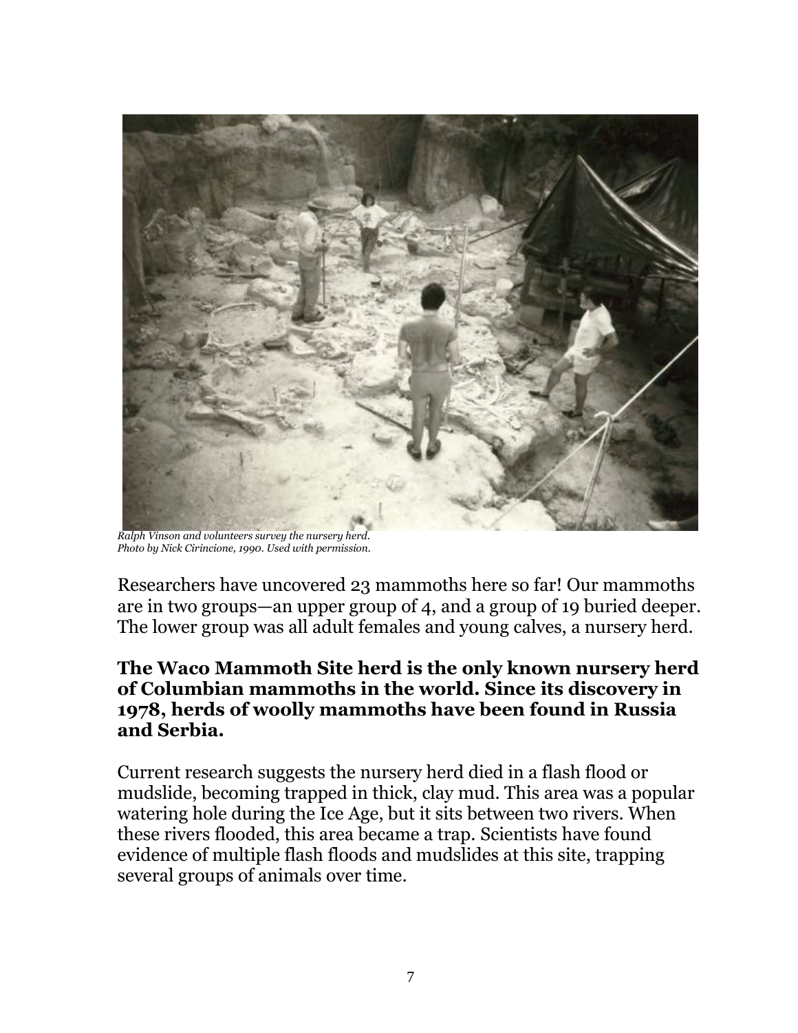*Ralph Vinson and volunteers survey the nursery herd.*
*Photo by Nick Cirincione, 1990. Used with permission.*

Researchers have uncovered 23 mammoths here so far! Our mammoths are in two groups—an upper group of 4, and a group of 19 buried deeper. The lower group was all adult females and young calves, a nursery herd.

**The Waco Mammoth Site herd is the only known nursery herd of Columbian mammoths in the world. Since its discovery in 1978, herds of woolly mammoths have been found in Russia and Serbia.**

Current research suggests the nursery herd died in a flash flood or mudslide, becoming trapped in thick, clay mud. This area was a popular watering hole during the Ice Age, but it sits between two rivers. When these rivers flooded, this area became a trap. Scientists have found evidence of multiple flash floods and mudslides at this site, trapping several groups of animals over time.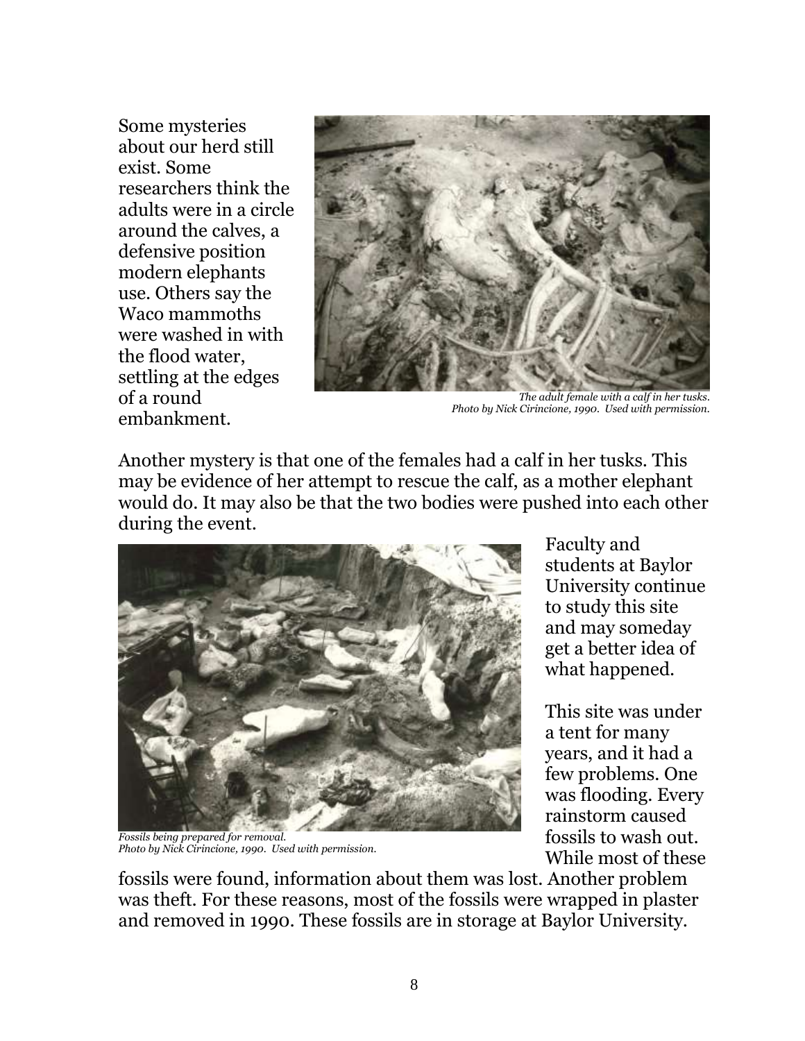Some mysteries about our herd still exist. Some researchers think the adults were in a circle around the calves, a defensive position modern elephants use. Others say the Waco mammoths were washed in with the flood water, settling at the edges of a round embankment.

*The adult female with a calf in her tusks.*
*Photo by Nick Cirincione, 1990. Used with permission.*

Another mystery is that one of the females had a calf in her tusks. This may be evidence of her attempt to rescue the calf, as a mother elephant would do. It may also be that the two bodies were pushed into each other during the event.

*Fossils being prepared for removal.*
*Photo by Nick Cirincione, 1990. Used with permission.*

Faculty and students at Baylor University continue to study this site and may someday get a better idea of what happened.

This site was under a tent for many years, and it had a few problems. One was flooding. Every rainstorm caused fossils to wash out. While most of these fossils were found, information about them was lost. Another problem was theft. For these reasons, most of the fossils were wrapped in plaster and removed in 1990. These fossils are in storage at Baylor University.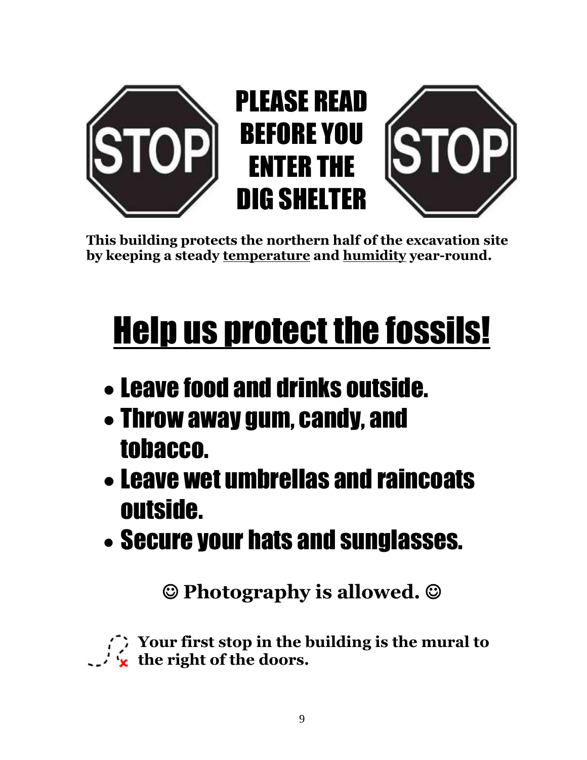# PLEASE READ BEFORE YOU ENTER THE DIG SHELTER

**This building protects the northern half of the excavation site by keeping a steady <u>temperature</u> and <u>humidity</u> year-round.**

## <u>Help us protect the fossils!</u>

- Leave food and drinks outside.
- Throw away gum, candy, and tobacco.
- Leave wet umbrellas and raincoats outside.
- Secure your hats and sunglasses.

**☺ Photography is allowed. ☺**

**Your first stop in the building is the mural to the right of the doors.**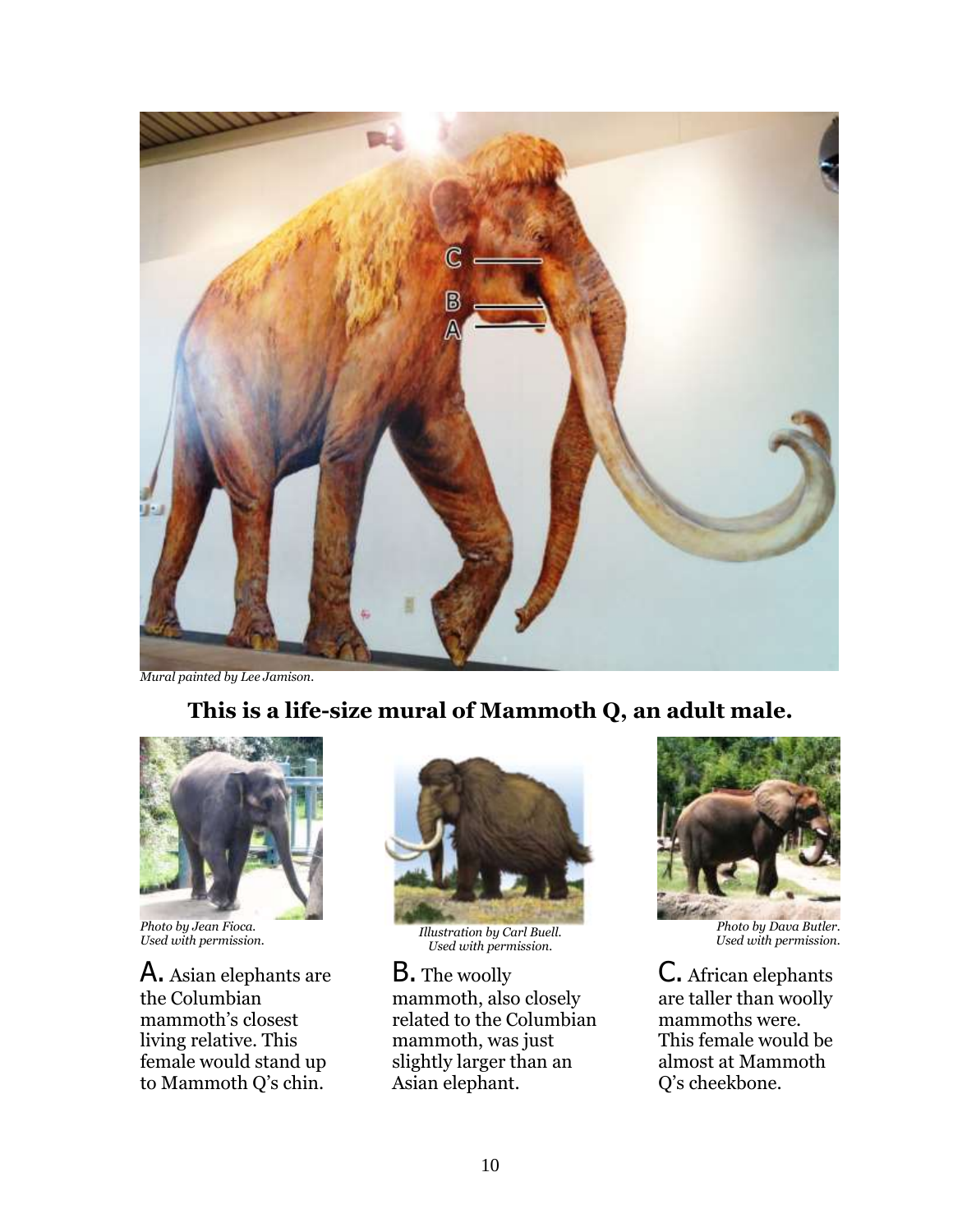*Mural painted by Lee Jamison.*

**This is a life-size mural of Mammoth Q, an adult male.**

*Photo by Jean Fioca. Used with permission.*

A. Asian elephants are the Columbian mammoth's closest living relative. This female would stand up to Mammoth Q's chin.

*Illustration by Carl Buell. Used with permission.*

B. The woolly mammoth, also closely related to the Columbian mammoth, was just slightly larger than an Asian elephant.

*Photo by Dava Butler. Used with permission.*

C. African elephants are taller than woolly mammoths were. This female would be almost at Mammoth Q's cheekbone.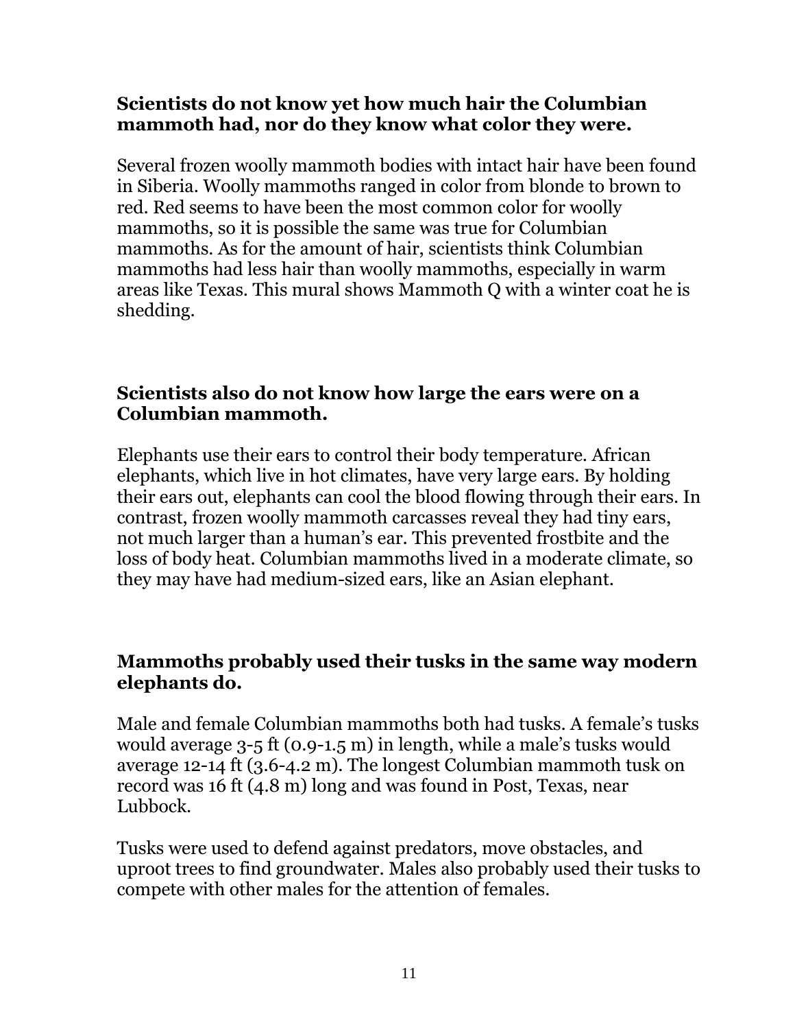**Scientists do not know yet how much hair the Columbian mammoth had, nor do they know what color they were.**

Several frozen woolly mammoth bodies with intact hair have been found in Siberia. Woolly mammoths ranged in color from blonde to brown to red. Red seems to have been the most common color for woolly mammoths, so it is possible the same was true for Columbian mammoths. As for the amount of hair, scientists think Columbian mammoths had less hair than woolly mammoths, especially in warm areas like Texas. This mural shows Mammoth Q with a winter coat he is shedding.

**Scientists also do not know how large the ears were on a Columbian mammoth.**

Elephants use their ears to control their body temperature. African elephants, which live in hot climates, have very large ears. By holding their ears out, elephants can cool the blood flowing through their ears. In contrast, frozen woolly mammoth carcasses reveal they had tiny ears, not much larger than a human's ear. This prevented frostbite and the loss of body heat. Columbian mammoths lived in a moderate climate, so they may have had medium-sized ears, like an Asian elephant.

**Mammoths probably used their tusks in the same way modern elephants do.**

Male and female Columbian mammoths both had tusks. A female's tusks would average 3-5 ft (0.9-1.5 m) in length, while a male's tusks would average 12-14 ft (3.6-4.2 m). The longest Columbian mammoth tusk on record was 16 ft (4.8 m) long and was found in Post, Texas, near Lubbock.

Tusks were used to defend against predators, move obstacles, and uproot trees to find groundwater. Males also probably used their tusks to compete with other males for the attention of females.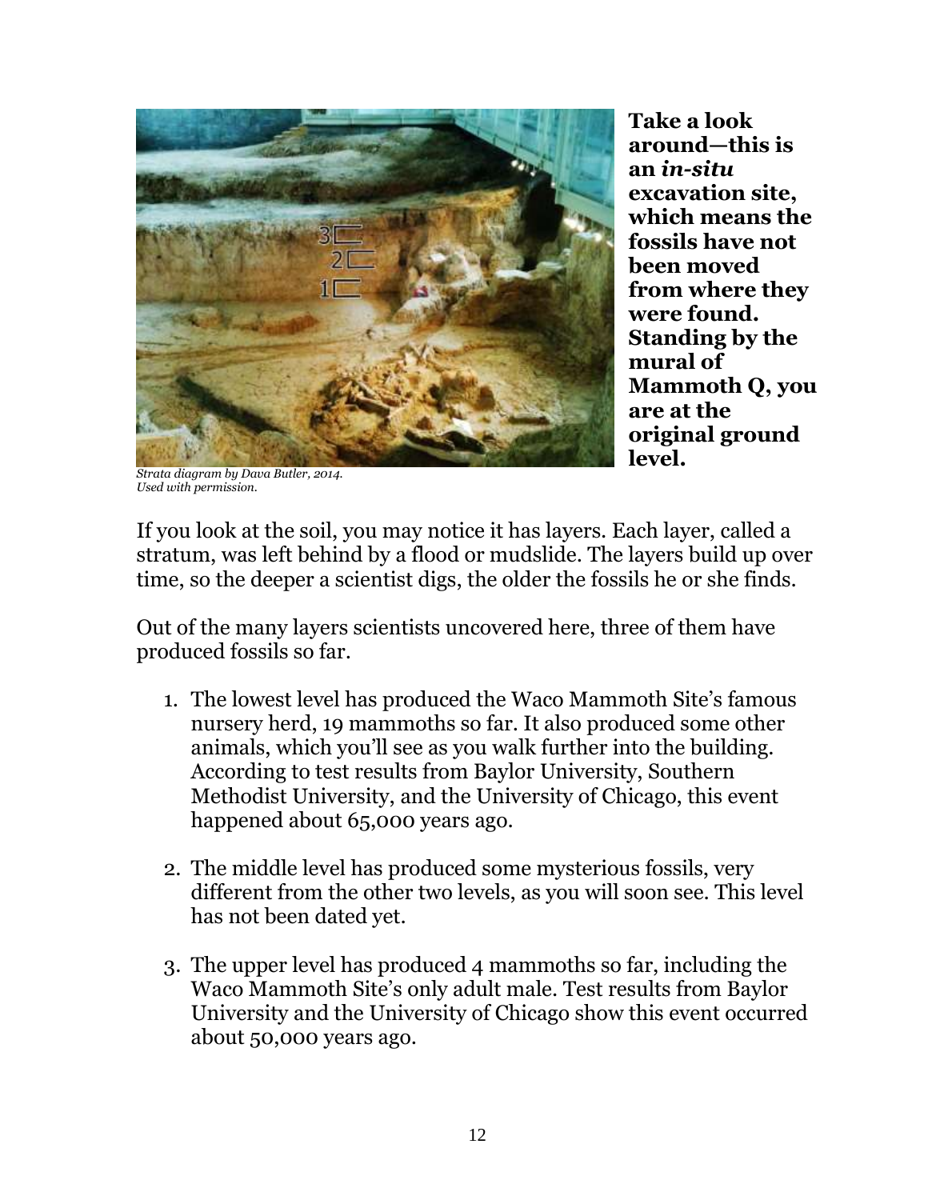**Take a look around—this is an *in-situ* excavation site, which means the fossils have not been moved from where they were found. Standing by the mural of Mammoth Q, you are at the original ground level.**

*Strata diagram by Dava Butler, 2014. Used with permission.*

If you look at the soil, you may notice it has layers. Each layer, called a stratum, was left behind by a flood or mudslide. The layers build up over time, so the deeper a scientist digs, the older the fossils he or she finds.

Out of the many layers scientists uncovered here, three of them have produced fossils so far.

1. The lowest level has produced the Waco Mammoth Site's famous nursery herd, 19 mammoths so far. It also produced some other animals, which you'll see as you walk further into the building. According to test results from Baylor University, Southern Methodist University, and the University of Chicago, this event happened about 65,000 years ago.

2. The middle level has produced some mysterious fossils, very different from the other two levels, as you will soon see. This level has not been dated yet.

3. The upper level has produced 4 mammoths so far, including the Waco Mammoth Site's only adult male. Test results from Baylor University and the University of Chicago show this event occurred about 50,000 years ago.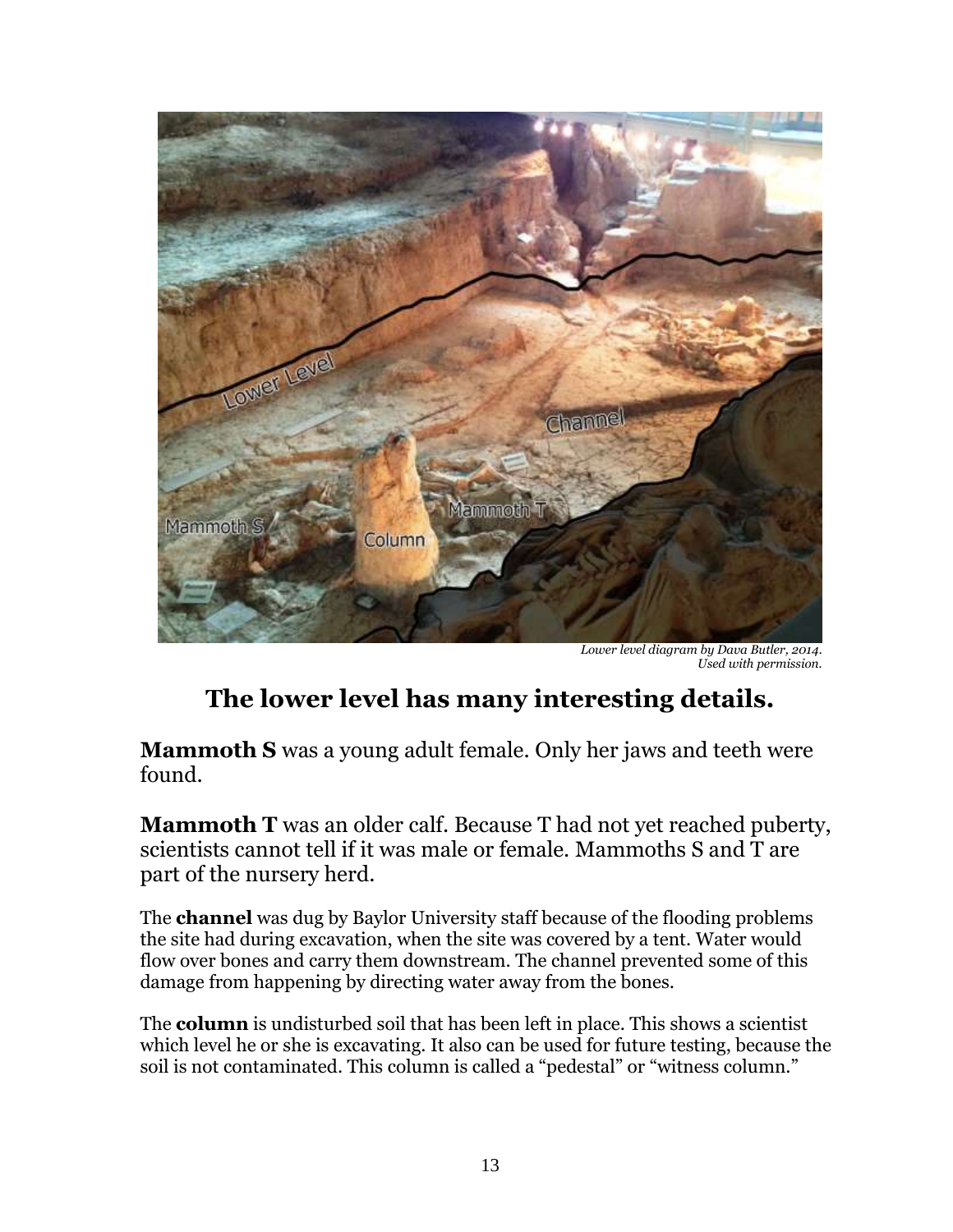*Lower level diagram by Dava Butler, 2014. Used with permission.*

## The lower level has many interesting details.

**Mammoth S** was a young adult female. Only her jaws and teeth were found.

**Mammoth T** was an older calf. Because T had not yet reached puberty, scientists cannot tell if it was male or female. Mammoths S and T are part of the nursery herd.

The **channel** was dug by Baylor University staff because of the flooding problems the site had during excavation, when the site was covered by a tent. Water would flow over bones and carry them downstream. The channel prevented some of this damage from happening by directing water away from the bones.

The **column** is undisturbed soil that has been left in place. This shows a scientist which level he or she is excavating. It also can be used for future testing, because the soil is not contaminated. This column is called a "pedestal" or "witness column."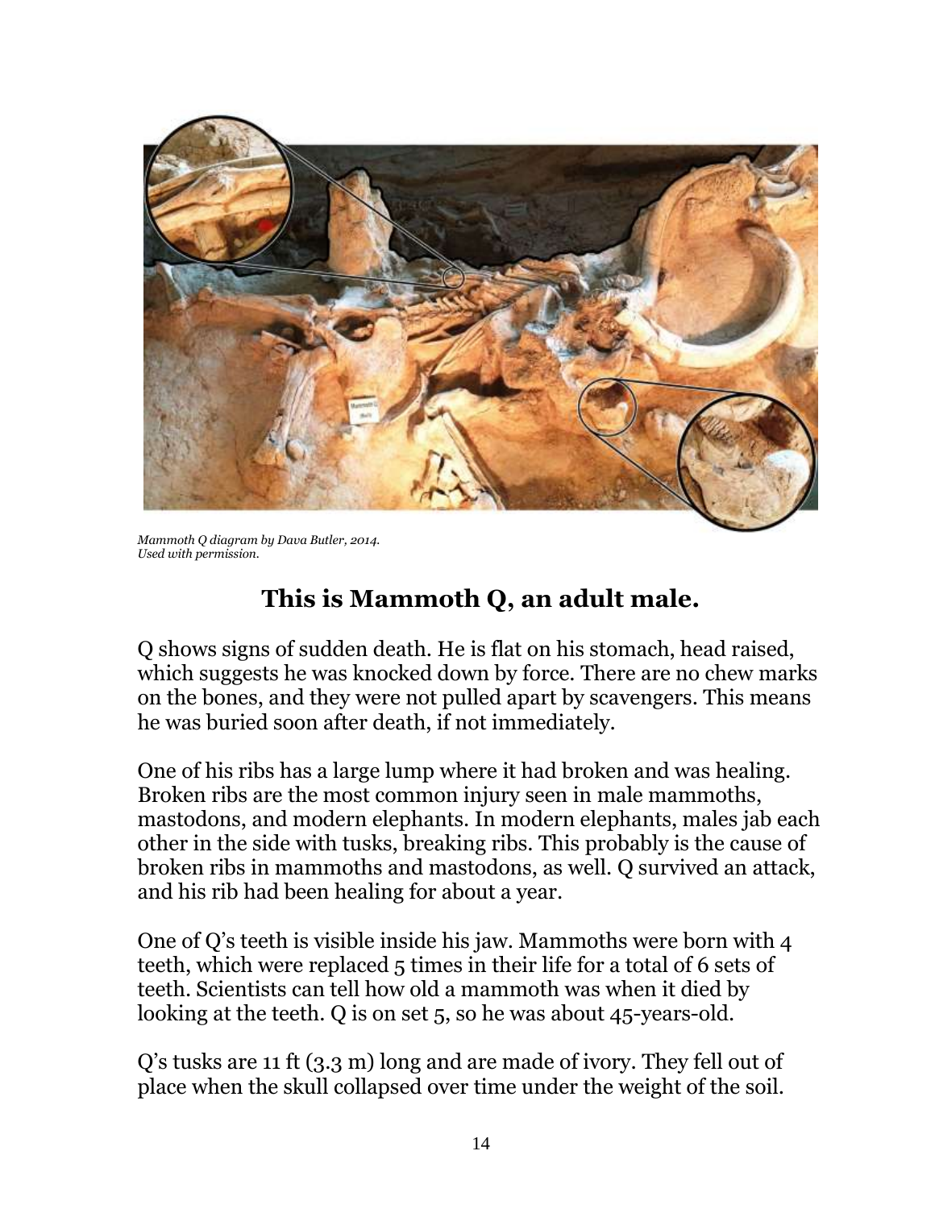*Mammoth Q diagram by Dava Butler, 2014.*
*Used with permission.*

## This is Mammoth Q, an adult male.

Q shows signs of sudden death. He is flat on his stomach, head raised, which suggests he was knocked down by force. There are no chew marks on the bones, and they were not pulled apart by scavengers. This means he was buried soon after death, if not immediately.

One of his ribs has a large lump where it had broken and was healing. Broken ribs are the most common injury seen in male mammoths, mastodons, and modern elephants. In modern elephants, males jab each other in the side with tusks, breaking ribs. This probably is the cause of broken ribs in mammoths and mastodons, as well. Q survived an attack, and his rib had been healing for about a year.

One of Q's teeth is visible inside his jaw. Mammoths were born with 4 teeth, which were replaced 5 times in their life for a total of 6 sets of teeth. Scientists can tell how old a mammoth was when it died by looking at the teeth. Q is on set 5, so he was about 45-years-old.

Q's tusks are 11 ft (3.3 m) long and are made of ivory. They fell out of place when the skull collapsed over time under the weight of the soil.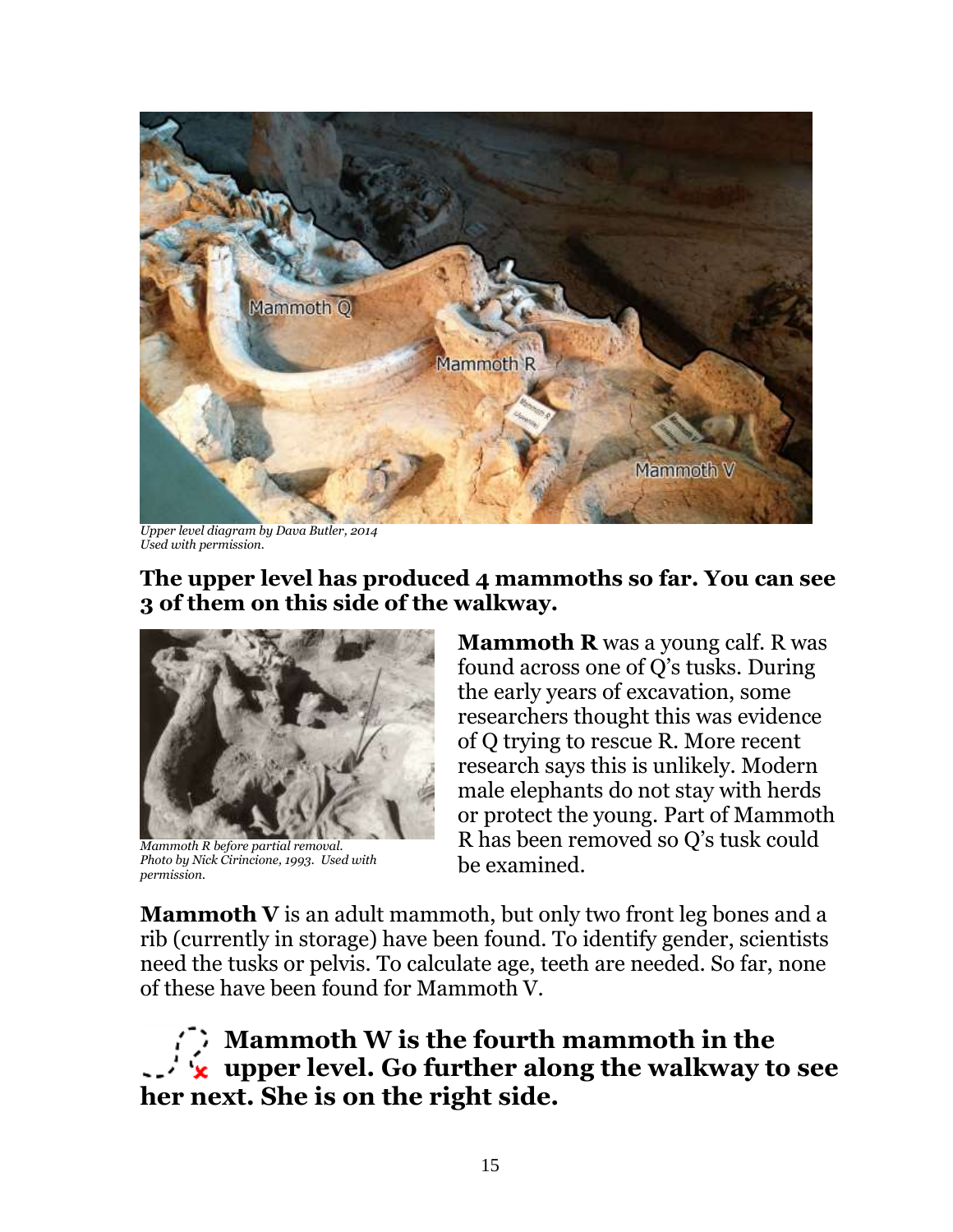*Upper level diagram by Dava Butler, 2014*
*Used with permission.*

**The upper level has produced 4 mammoths so far. You can see 3 of them on this side of the walkway.**

*Mammoth R before partial removal.*
*Photo by Nick Cirincione, 1993. Used with permission.*

**Mammoth R** was a young calf. R was found across one of Q's tusks. During the early years of excavation, some researchers thought this was evidence of Q trying to rescue R. More recent research says this is unlikely. Modern male elephants do not stay with herds or protect the young. Part of Mammoth R has been removed so Q's tusk could be examined.

**Mammoth V** is an adult mammoth, but only two front leg bones and a rib (currently in storage) have been found. To identify gender, scientists need the tusks or pelvis. To calculate age, teeth are needed. So far, none of these have been found for Mammoth V.

**Mammoth W is the fourth mammoth in the upper level. Go further along the walkway to see her next. She is on the right side.**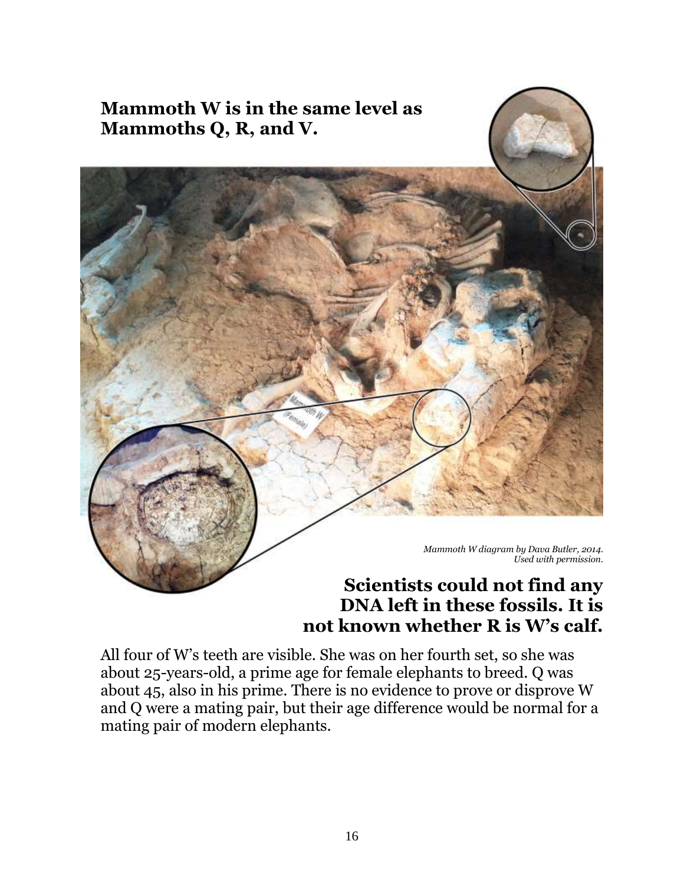**Mammoth W is in the same level as Mammoths Q, R, and V.**

*Mammoth W diagram by Dava Butler, 2014. Used with permission.*

**Scientists could not find any DNA left in these fossils. It is not known whether R is W's calf.**

All four of W's teeth are visible. She was on her fourth set, so she was about 25-years-old, a prime age for female elephants to breed. Q was about 45, also in his prime. There is no evidence to prove or disprove W and Q were a mating pair, but their age difference would be normal for a mating pair of modern elephants.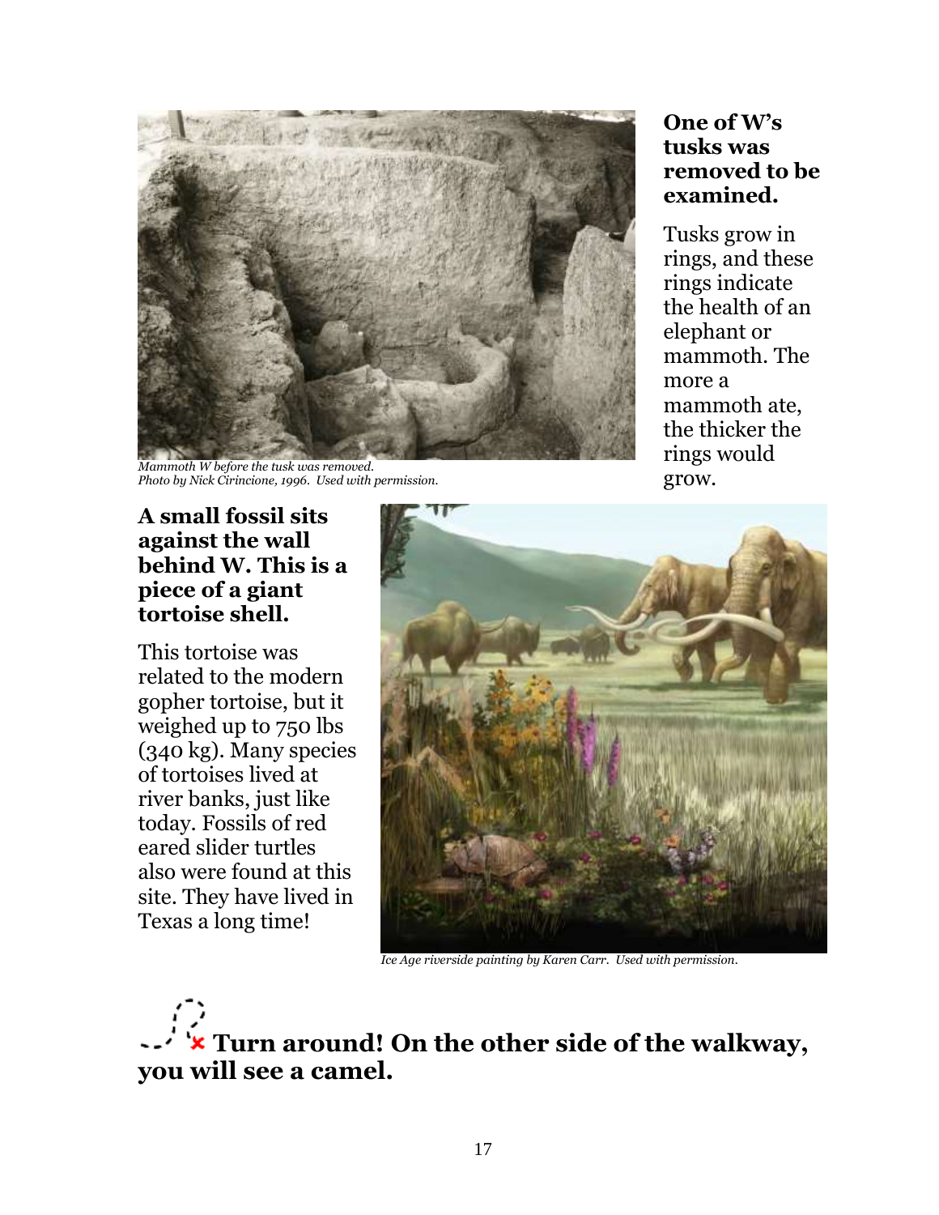*Mammoth W before the tusk was removed.*
*Photo by Nick Cirincione, 1996. Used with permission.*

**One of W's tusks was removed to be examined.**

Tusks grow in rings, and these rings indicate the health of an elephant or mammoth. The more a mammoth ate, the thicker the rings would grow.

**A small fossil sits against the wall behind W. This is a piece of a giant tortoise shell.**

This tortoise was related to the modern gopher tortoise, but it weighed up to 750 lbs (340 kg). Many species of tortoises lived at river banks, just like today. Fossils of red eared slider turtles also were found at this site. They have lived in Texas a long time!

*Ice Age riverside painting by Karen Carr. Used with permission.*

## Turn around! On the other side of the walkway, you will see a camel.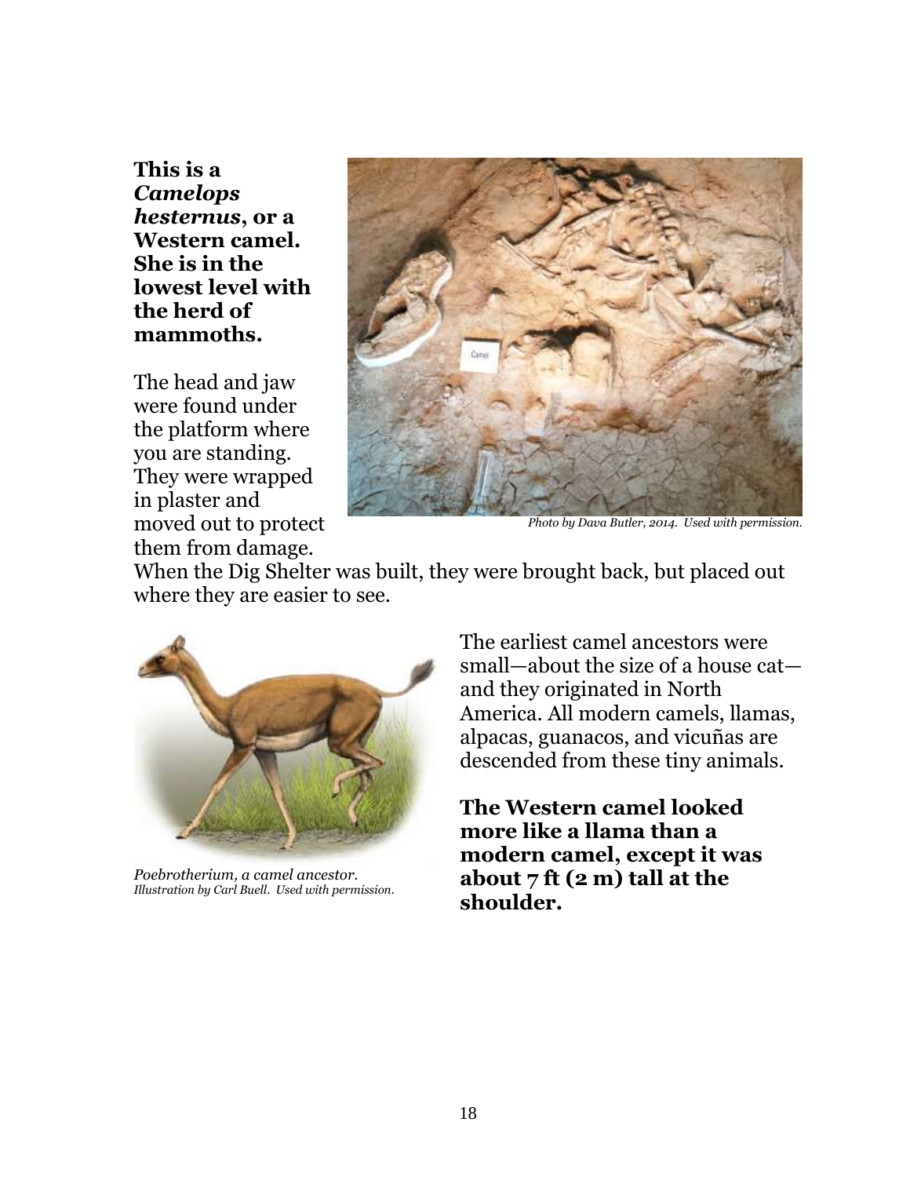**This is a *Camelops hesternus*, or a Western camel. She is in the lowest level with the herd of mammoths.**

The head and jaw were found under the platform where you are standing. They were wrapped in plaster and moved out to protect them from damage. When the Dig Shelter was built, they were brought back, but placed out where they are easier to see.

*Photo by Dava Butler, 2014. Used with permission.*

The earliest camel ancestors were small—about the size of a house cat—and they originated in North America. All modern camels, llamas, alpacas, guanacos, and vicuñas are descended from these tiny animals.

*Poebrotherium, a camel ancestor.*
*Illustration by Carl Buell. Used with permission.*

**The Western camel looked more like a llama than a modern camel, except it was about 7 ft (2 m) tall at the shoulder.**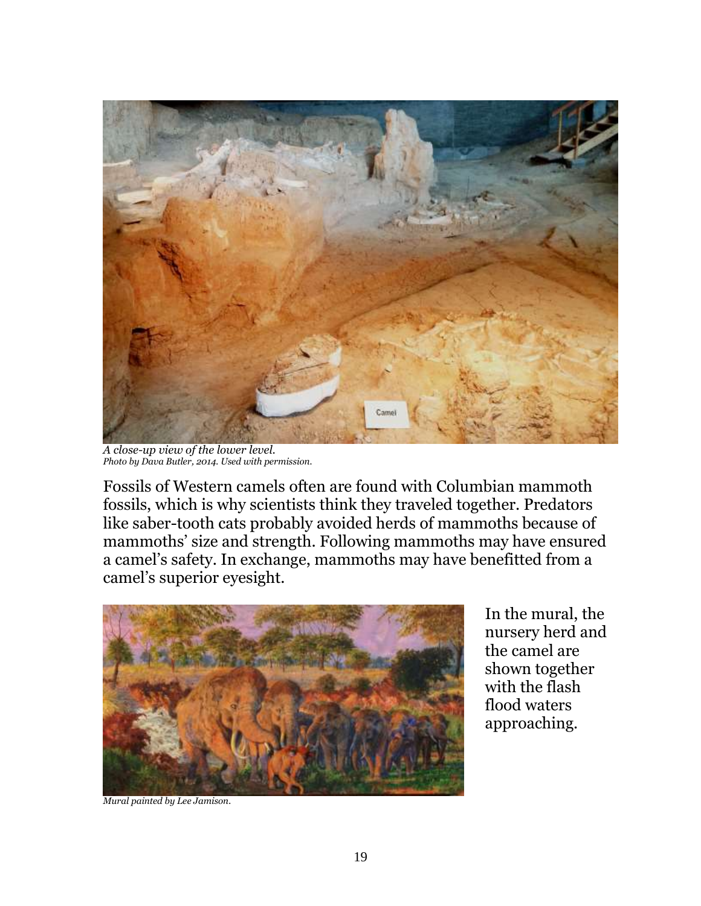*A close-up view of the lower level.*
*Photo by Dava Butler, 2014. Used with permission.*

Fossils of Western camels often are found with Columbian mammoth fossils, which is why scientists think they traveled together. Predators like saber-tooth cats probably avoided herds of mammoths because of mammoths' size and strength. Following mammoths may have ensured a camel's safety. In exchange, mammoths may have benefitted from a camel's superior eyesight.

In the mural, the nursery herd and the camel are shown together with the flash flood waters approaching.

*Mural painted by Lee Jamison.*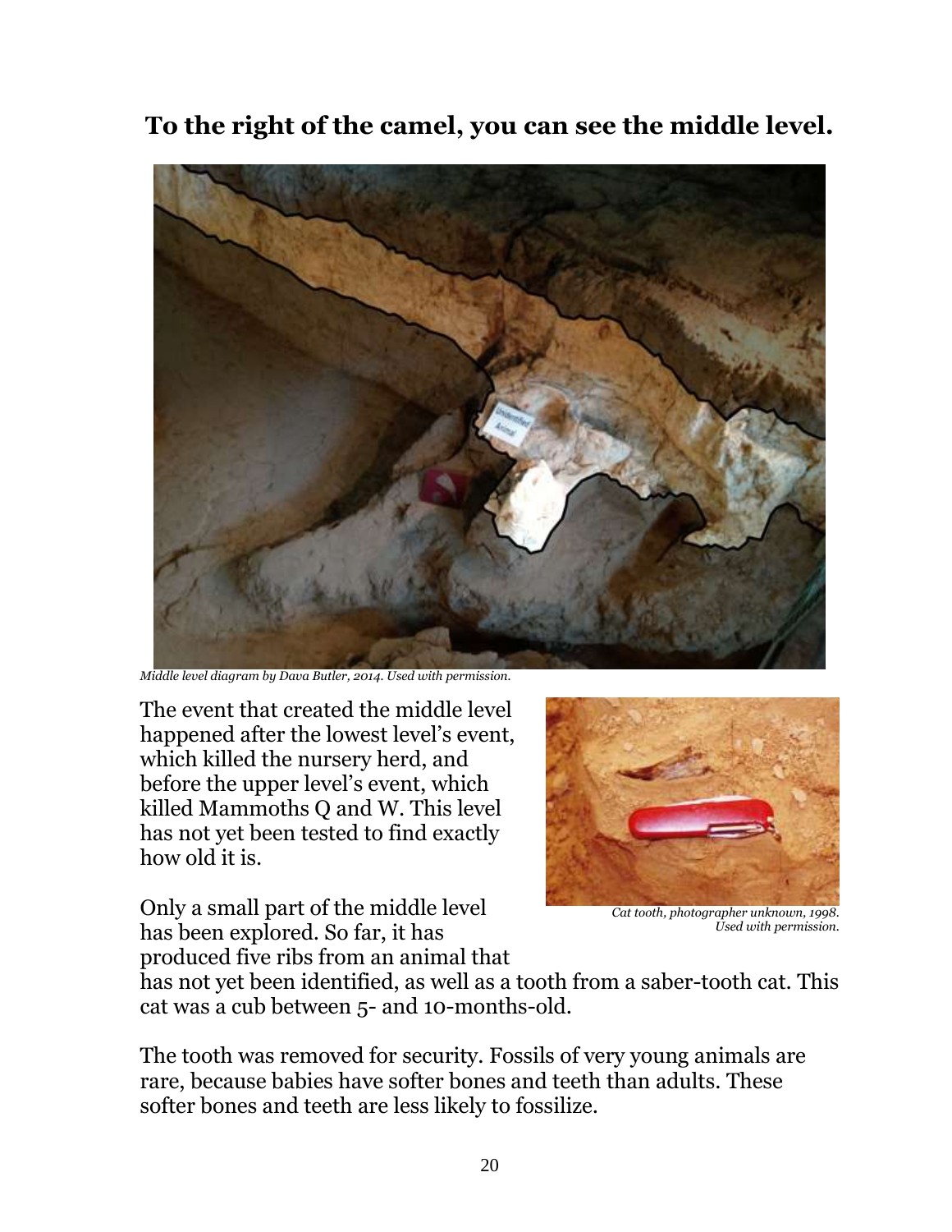## To the right of the camel, you can see the middle level.

*Middle level diagram by Dava Butler, 2014. Used with permission.*

The event that created the middle level happened after the lowest level's event, which killed the nursery herd, and before the upper level's event, which killed Mammoths Q and W. This level has not yet been tested to find exactly how old it is.

*Cat tooth, photographer unknown, 1998. Used with permission.*

Only a small part of the middle level has been explored. So far, it has produced five ribs from an animal that has not yet been identified, as well as a tooth from a saber-tooth cat. This cat was a cub between 5- and 10-months-old.

The tooth was removed for security. Fossils of very young animals are rare, because babies have softer bones and teeth than adults. These softer bones and teeth are less likely to fossilize.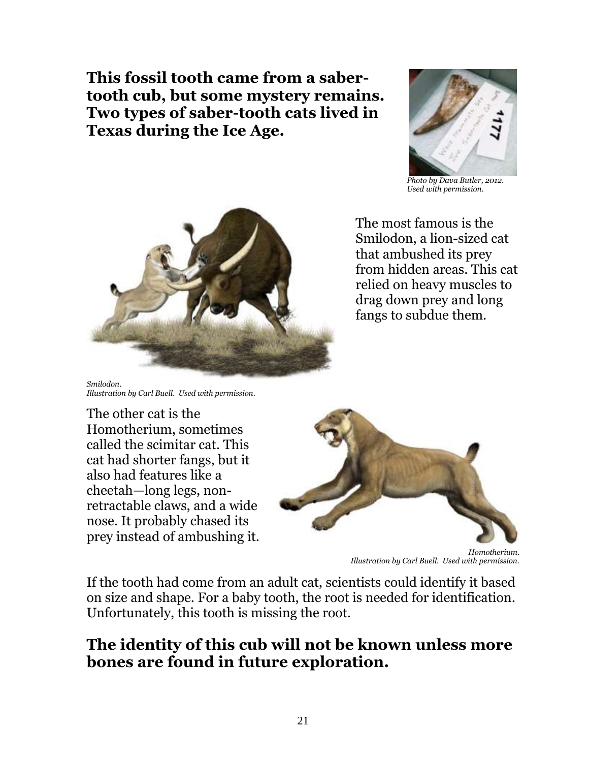**This fossil tooth came from a saber-tooth cub, but some mystery remains. Two types of saber-tooth cats lived in Texas during the Ice Age.**

*Photo by Dava Butler, 2012. Used with permission.*

The most famous is the Smilodon, a lion-sized cat that ambushed its prey from hidden areas. This cat relied on heavy muscles to drag down prey and long fangs to subdue them.

*Smilodon.*
*Illustration by Carl Buell. Used with permission.*

The other cat is the Homotherium, sometimes called the scimitar cat. This cat had shorter fangs, but it also had features like a cheetah—long legs, non-retractable claws, and a wide nose. It probably chased its prey instead of ambushing it.

*Homotherium.*
*Illustration by Carl Buell. Used with permission.*

If the tooth had come from an adult cat, scientists could identify it based on size and shape. For a baby tooth, the root is needed for identification. Unfortunately, this tooth is missing the root.

## The identity of this cub will not be known unless more bones are found in future exploration.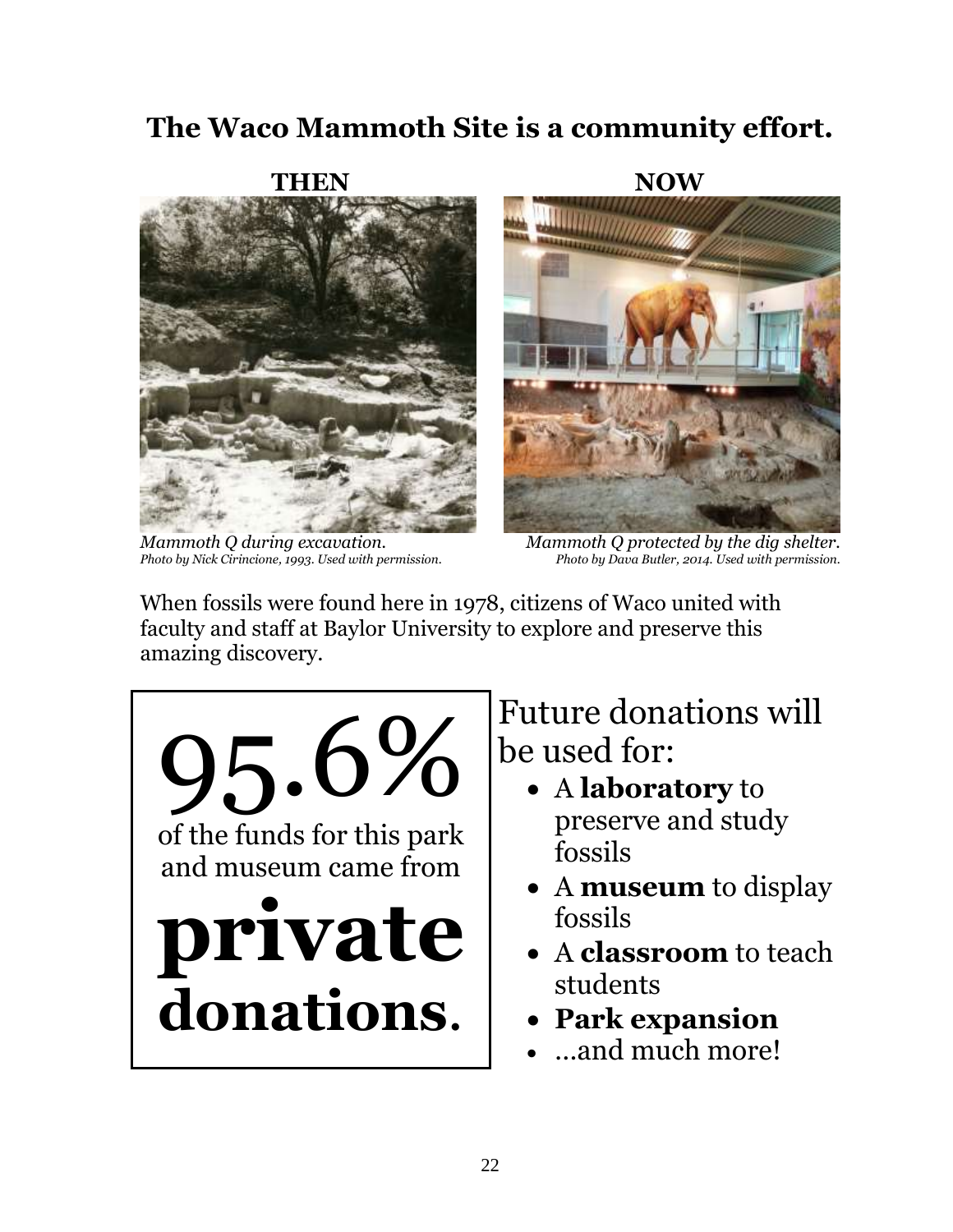## The Waco Mammoth Site is a community effort.

**THEN**

*Mammoth Q during excavation.*
*Photo by Nick Cirincione, 1993. Used with permission.*

**NOW**

*Mammoth Q protected by the dig shelter.*
*Photo by Dava Butler, 2014. Used with permission.*

When fossils were found here in 1978, citizens of Waco united with faculty and staff at Baylor University to explore and preserve this amazing discovery.

95.6%

of the funds for this park and museum came from

**private donations.**

Future donations will be used for:

- A **laboratory** to preserve and study fossils
- A **museum** to display fossils
- A **classroom** to teach students
- **Park expansion**
- …and much more!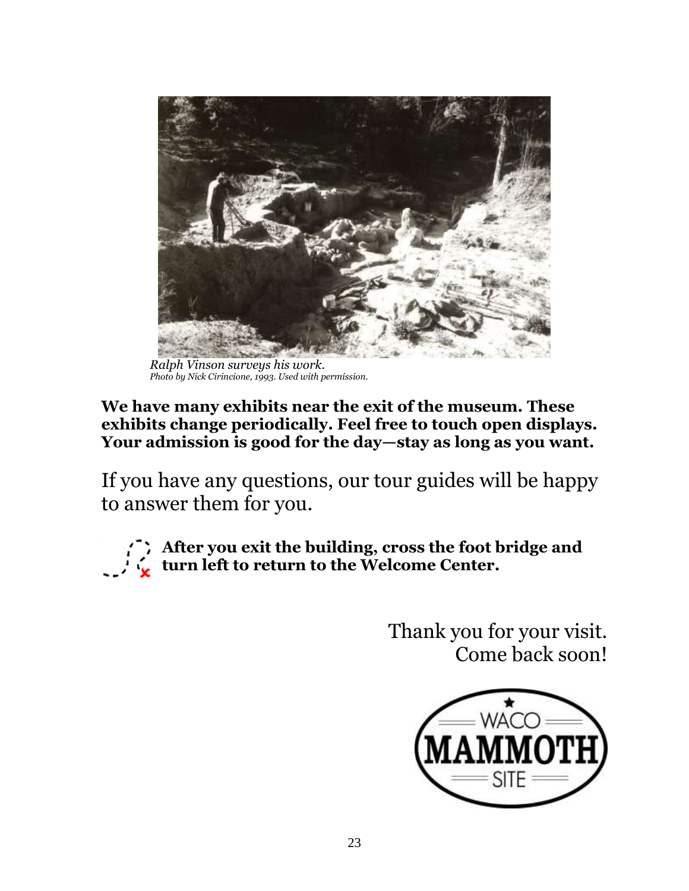*Ralph Vinson surveys his work.*
*Photo by Nick Cirincione, 1993. Used with permission.*

**We have many exhibits near the exit of the museum. These exhibits change periodically. Feel free to touch open displays. Your admission is good for the day—stay as long as you want.**

If you have any questions, our tour guides will be happy to answer them for you.

**After you exit the building, cross the foot bridge and turn left to return to the Welcome Center.**

Thank you for your visit.
Come back soon!

WACO MAMMOTH SITE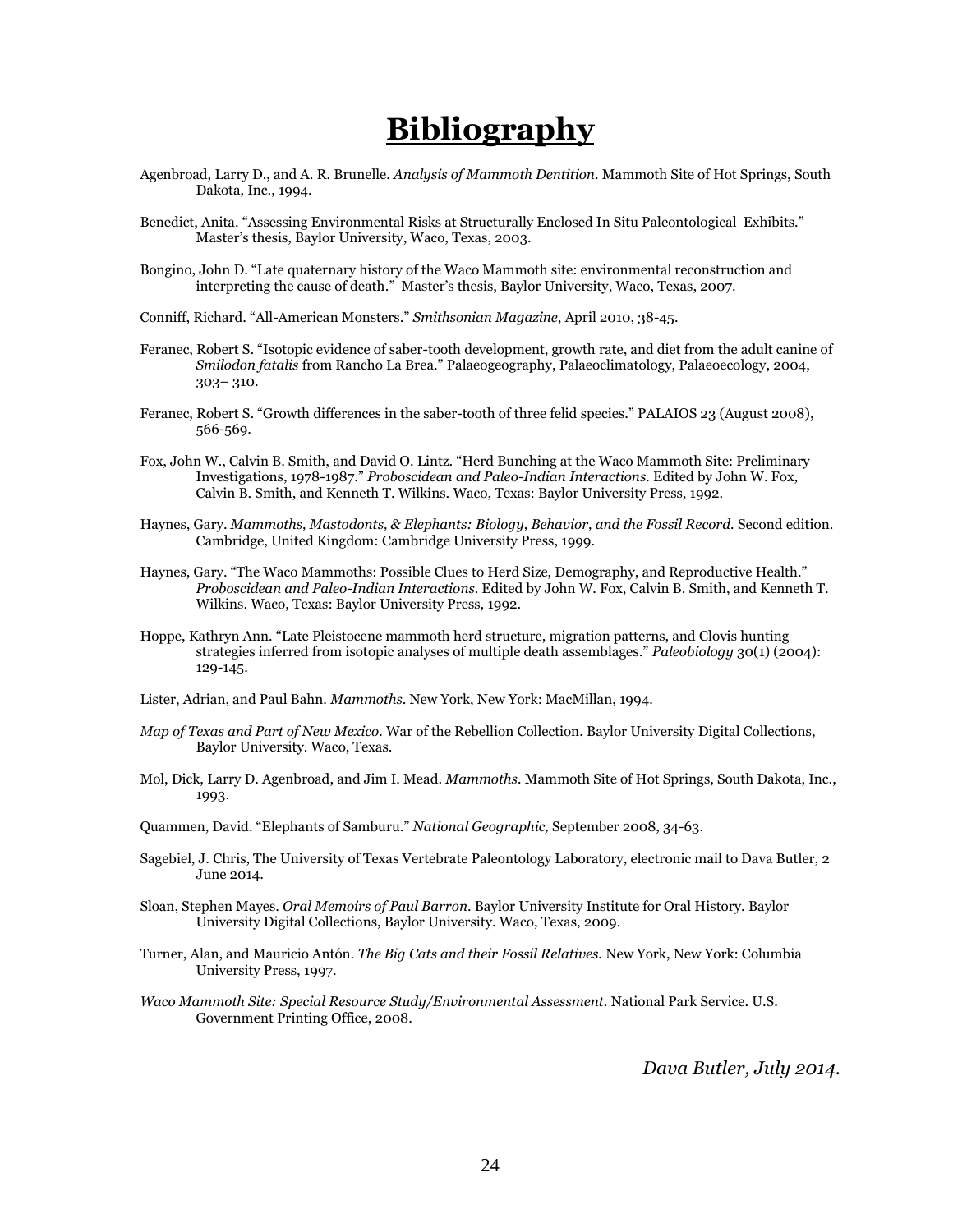# **Bibliography**

Agenbroad, Larry D., and A. R. Brunelle. *Analysis of Mammoth Dentition*. Mammoth Site of Hot Springs, South Dakota, Inc., 1994.

Benedict, Anita. "Assessing Environmental Risks at Structurally Enclosed In Situ Paleontological Exhibits." Master's thesis, Baylor University, Waco, Texas, 2003.

Bongino, John D. "Late quaternary history of the Waco Mammoth site: environmental reconstruction and interpreting the cause of death." Master's thesis, Baylor University, Waco, Texas, 2007.

Conniff, Richard. "All-American Monsters." *Smithsonian Magazine*, April 2010, 38-45.

Feranec, Robert S. "Isotopic evidence of saber-tooth development, growth rate, and diet from the adult canine of *Smilodon fatalis* from Rancho La Brea." Palaeogeography, Palaeoclimatology, Palaeoecology, 2004, 303– 310.

Feranec, Robert S. "Growth differences in the saber-tooth of three felid species." PALAIOS 23 (August 2008), 566-569.

Fox, John W., Calvin B. Smith, and David O. Lintz. "Herd Bunching at the Waco Mammoth Site: Preliminary Investigations, 1978-1987." *Proboscidean and Paleo-Indian Interactions.* Edited by John W. Fox, Calvin B. Smith, and Kenneth T. Wilkins. Waco, Texas: Baylor University Press, 1992.

Haynes, Gary. *Mammoths, Mastodonts, & Elephants: Biology, Behavior, and the Fossil Record.* Second edition. Cambridge, United Kingdom: Cambridge University Press, 1999.

Haynes, Gary. "The Waco Mammoths: Possible Clues to Herd Size, Demography, and Reproductive Health." *Proboscidean and Paleo-Indian Interactions.* Edited by John W. Fox, Calvin B. Smith, and Kenneth T. Wilkins. Waco, Texas: Baylor University Press, 1992.

Hoppe, Kathryn Ann. "Late Pleistocene mammoth herd structure, migration patterns, and Clovis hunting strategies inferred from isotopic analyses of multiple death assemblages." *Paleobiology* 30(1) (2004): 129-145.

Lister, Adrian, and Paul Bahn. *Mammoths.* New York, New York: MacMillan, 1994.

*Map of Texas and Part of New Mexico.* War of the Rebellion Collection. Baylor University Digital Collections, Baylor University. Waco, Texas.

Mol, Dick, Larry D. Agenbroad, and Jim I. Mead. *Mammoths.* Mammoth Site of Hot Springs, South Dakota, Inc., 1993.

Quammen, David. "Elephants of Samburu." *National Geographic,* September 2008, 34-63.

Sagebiel, J. Chris, The University of Texas Vertebrate Paleontology Laboratory, electronic mail to Dava Butler, 2 June 2014.

Sloan, Stephen Mayes. *Oral Memoirs of Paul Barron.* Baylor University Institute for Oral History. Baylor University Digital Collections, Baylor University. Waco, Texas, 2009.

Turner, Alan, and Mauricio Antón. *The Big Cats and their Fossil Relatives.* New York, New York: Columbia University Press, 1997.

*Waco Mammoth Site: Special Resource Study/Environmental Assessment.* National Park Service. U.S. Government Printing Office, 2008.

*Dava Butler, July 2014.*